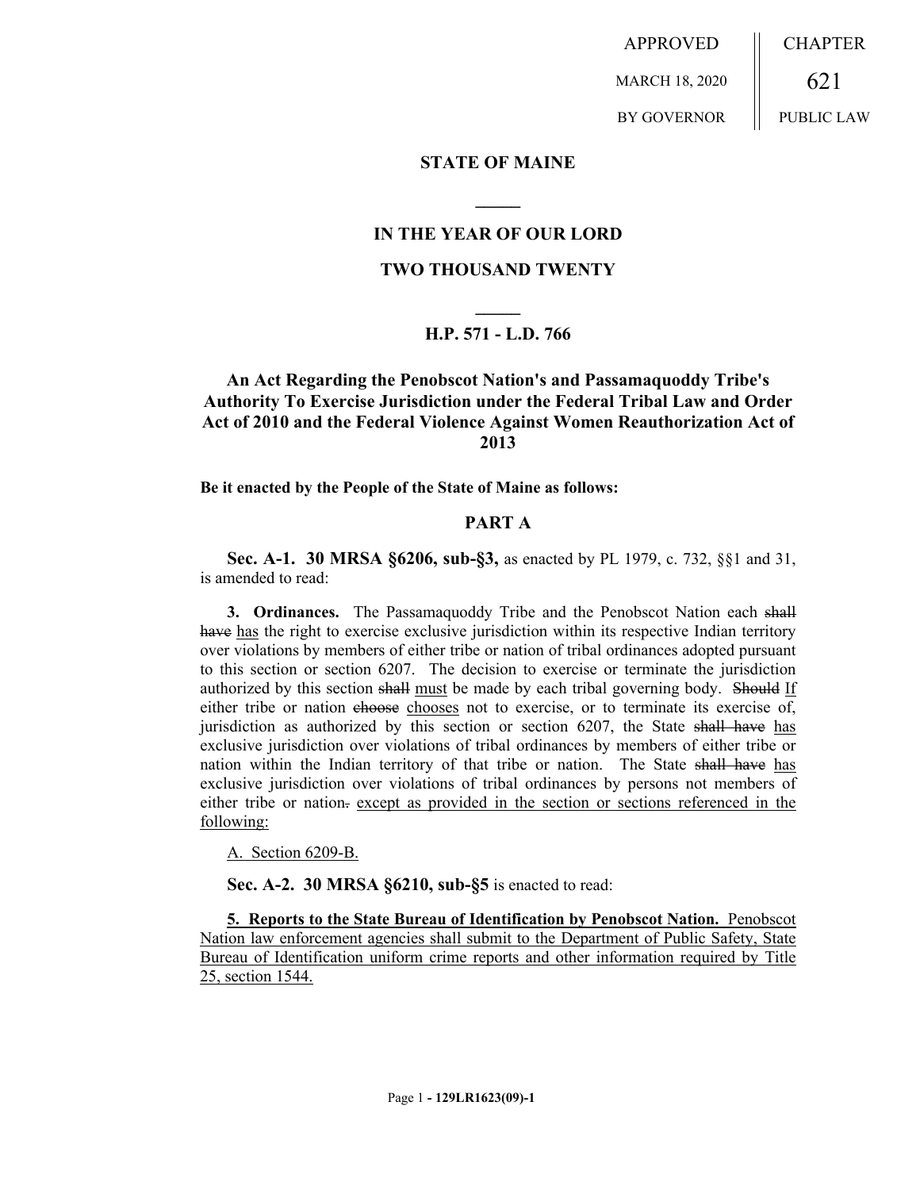APPROVED

MARCH 18, 2020

BY GOVERNOR

CHAPTER

621

PUBLIC LAW

**STATE OF MAINE**

**IN THE YEAR OF OUR LORD**

**TWO THOUSAND TWENTY**

**H.P. 571 - L.D. 766**

# An Act Regarding the Penobscot Nation's and Passamaquoddy Tribe's Authority To Exercise Jurisdiction under the Federal Tribal Law and Order Act of 2010 and the Federal Violence Against Women Reauthorization Act of 2013

**Be it enacted by the People of the State of Maine as follows:**

## PART A

**Sec. A-1. 30 MRSA §6206, sub-§3,** as enacted by PL 1979, c. 732, §§1 and 31, is amended to read:

**3. Ordinances.** The Passamaquoddy Tribe and the Penobscot Nation each ~~shall have~~ <u>has</u> the right to exercise exclusive jurisdiction within its respective Indian territory over violations by members of either tribe or nation of tribal ordinances adopted pursuant to this section or section 6207. The decision to exercise or terminate the jurisdiction authorized by this section ~~shall~~ <u>must</u> be made by each tribal governing body. ~~Should~~ <u>If</u> either tribe or nation ~~choose~~ <u>chooses</u> not to exercise, or to terminate its exercise of, jurisdiction as authorized by this section or section 6207, the State ~~shall have~~ <u>has</u> exclusive jurisdiction over violations of tribal ordinances by members of either tribe or nation within the Indian territory of that tribe or nation. The State ~~shall have~~ <u>has</u> exclusive jurisdiction over violations of tribal ordinances by persons not members of either tribe or nation~~.~~ <u>except as provided in the section or sections referenced in the following:</u>

<u>A. Section 6209-B.</u>

**Sec. A-2. 30 MRSA §6210, sub-§5** is enacted to read:

<u>**5. Reports to the State Bureau of Identification by Penobscot Nation.** Penobscot Nation law enforcement agencies shall submit to the Department of Public Safety, State Bureau of Identification uniform crime reports and other information required by Title 25, section 1544.</u>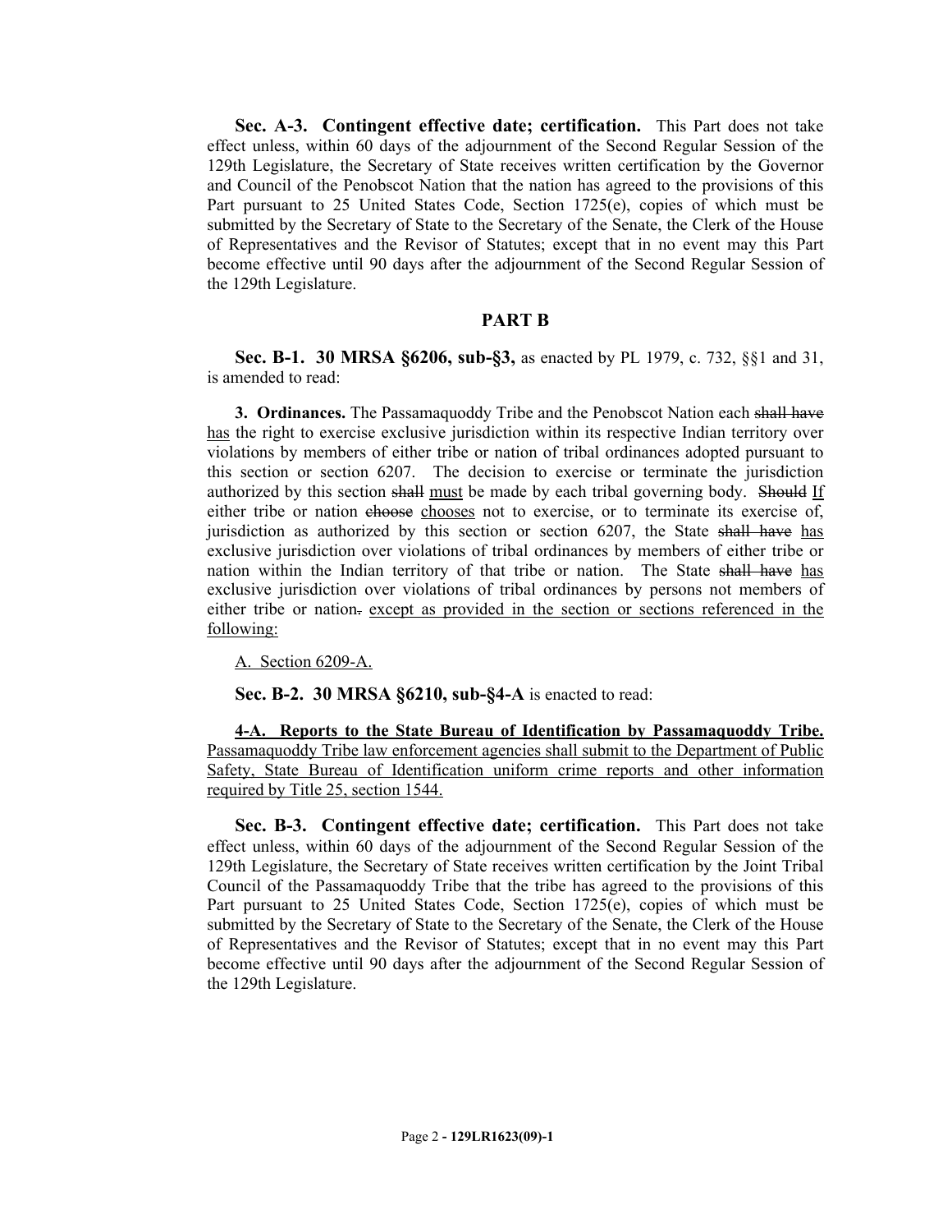**Sec. A-3. Contingent effective date; certification.** This Part does not take effect unless, within 60 days of the adjournment of the Second Regular Session of the 129th Legislature, the Secretary of State receives written certification by the Governor and Council of the Penobscot Nation that the nation has agreed to the provisions of this Part pursuant to 25 United States Code, Section 1725(e), copies of which must be submitted by the Secretary of State to the Secretary of the Senate, the Clerk of the House of Representatives and the Revisor of Statutes; except that in no event may this Part become effective until 90 days after the adjournment of the Second Regular Session of the 129th Legislature.

## PART B

**Sec. B-1. 30 MRSA §6206, sub-§3,** as enacted by PL 1979, c. 732, §§1 and 31, is amended to read:

**3. Ordinances.** The Passamaquoddy Tribe and the Penobscot Nation each ~~shall have~~ has the right to exercise exclusive jurisdiction within its respective Indian territory over violations by members of either tribe or nation of tribal ordinances adopted pursuant to this section or section 6207. The decision to exercise or terminate the jurisdiction authorized by this section ~~shall~~ must be made by each tribal governing body. ~~Should~~ If either tribe or nation ~~choose~~ chooses not to exercise, or to terminate its exercise of, jurisdiction as authorized by this section or section 6207, the State ~~shall have~~ has exclusive jurisdiction over violations of tribal ordinances by members of either tribe or nation within the Indian territory of that tribe or nation. The State ~~shall have~~ has exclusive jurisdiction over violations of tribal ordinances by persons not members of either tribe or nation~~.~~ except as provided in the section or sections referenced in the following:

A. Section 6209-A.

**Sec. B-2. 30 MRSA §6210, sub-§4-A** is enacted to read:

**4-A. Reports to the State Bureau of Identification by Passamaquoddy Tribe.** Passamaquoddy Tribe law enforcement agencies shall submit to the Department of Public Safety, State Bureau of Identification uniform crime reports and other information required by Title 25, section 1544.

**Sec. B-3. Contingent effective date; certification.** This Part does not take effect unless, within 60 days of the adjournment of the Second Regular Session of the 129th Legislature, the Secretary of State receives written certification by the Joint Tribal Council of the Passamaquoddy Tribe that the tribe has agreed to the provisions of this Part pursuant to 25 United States Code, Section 1725(e), copies of which must be submitted by the Secretary of State to the Secretary of the Senate, the Clerk of the House of Representatives and the Revisor of Statutes; except that in no event may this Part become effective until 90 days after the adjournment of the Second Regular Session of the 129th Legislature.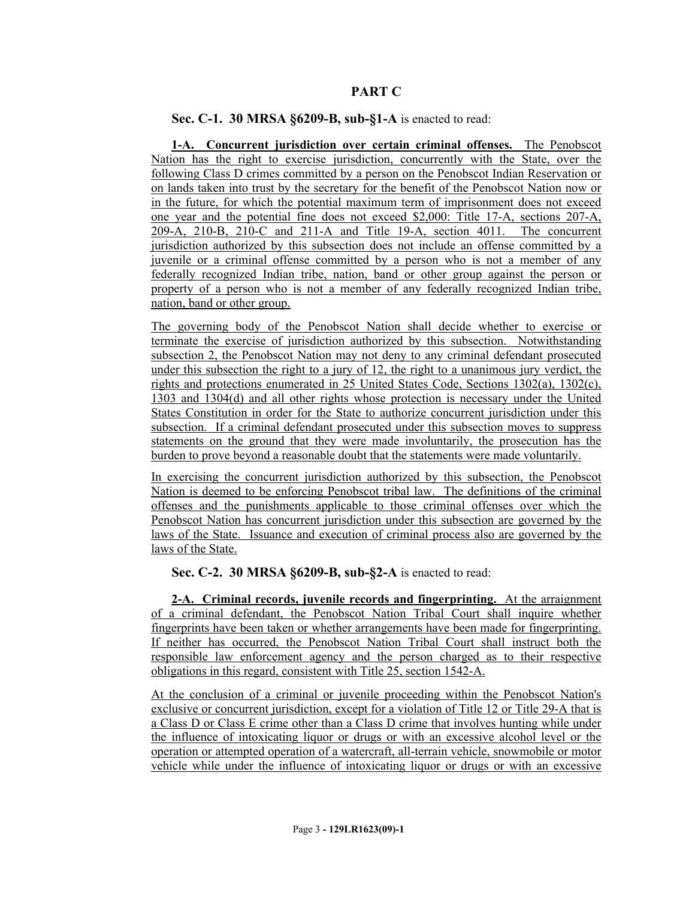## PART C

**Sec. C-1. 30 MRSA §6209-B, sub-§1-A** is enacted to read:

**1-A. Concurrent jurisdiction over certain criminal offenses.** The Penobscot Nation has the right to exercise jurisdiction, concurrently with the State, over the following Class D crimes committed by a person on the Penobscot Indian Reservation or on lands taken into trust by the secretary for the benefit of the Penobscot Nation now or in the future, for which the potential maximum term of imprisonment does not exceed one year and the potential fine does not exceed $2,000: Title 17-A, sections 207-A, 209-A, 210-B, 210-C and 211-A and Title 19-A, section 4011. The concurrent jurisdiction authorized by this subsection does not include an offense committed by a juvenile or a criminal offense committed by a person who is not a member of any federally recognized Indian tribe, nation, band or other group against the person or property of a person who is not a member of any federally recognized Indian tribe, nation, band or other group.

The governing body of the Penobscot Nation shall decide whether to exercise or terminate the exercise of jurisdiction authorized by this subsection. Notwithstanding subsection 2, the Penobscot Nation may not deny to any criminal defendant prosecuted under this subsection the right to a jury of 12, the right to a unanimous jury verdict, the rights and protections enumerated in 25 United States Code, Sections 1302(a), 1302(c), 1303 and 1304(d) and all other rights whose protection is necessary under the United States Constitution in order for the State to authorize concurrent jurisdiction under this subsection. If a criminal defendant prosecuted under this subsection moves to suppress statements on the ground that they were made involuntarily, the prosecution has the burden to prove beyond a reasonable doubt that the statements were made voluntarily.

In exercising the concurrent jurisdiction authorized by this subsection, the Penobscot Nation is deemed to be enforcing Penobscot tribal law. The definitions of the criminal offenses and the punishments applicable to those criminal offenses over which the Penobscot Nation has concurrent jurisdiction under this subsection are governed by the laws of the State. Issuance and execution of criminal process also are governed by the laws of the State.

**Sec. C-2. 30 MRSA §6209-B, sub-§2-A** is enacted to read:

**2-A. Criminal records, juvenile records and fingerprinting.** At the arraignment of a criminal defendant, the Penobscot Nation Tribal Court shall inquire whether fingerprints have been taken or whether arrangements have been made for fingerprinting. If neither has occurred, the Penobscot Nation Tribal Court shall instruct both the responsible law enforcement agency and the person charged as to their respective obligations in this regard, consistent with Title 25, section 1542-A.

At the conclusion of a criminal or juvenile proceeding within the Penobscot Nation's exclusive or concurrent jurisdiction, except for a violation of Title 12 or Title 29-A that is a Class D or Class E crime other than a Class D crime that involves hunting while under the influence of intoxicating liquor or drugs or with an excessive alcohol level or the operation or attempted operation of a watercraft, all-terrain vehicle, snowmobile or motor vehicle while under the influence of intoxicating liquor or drugs or with an excessive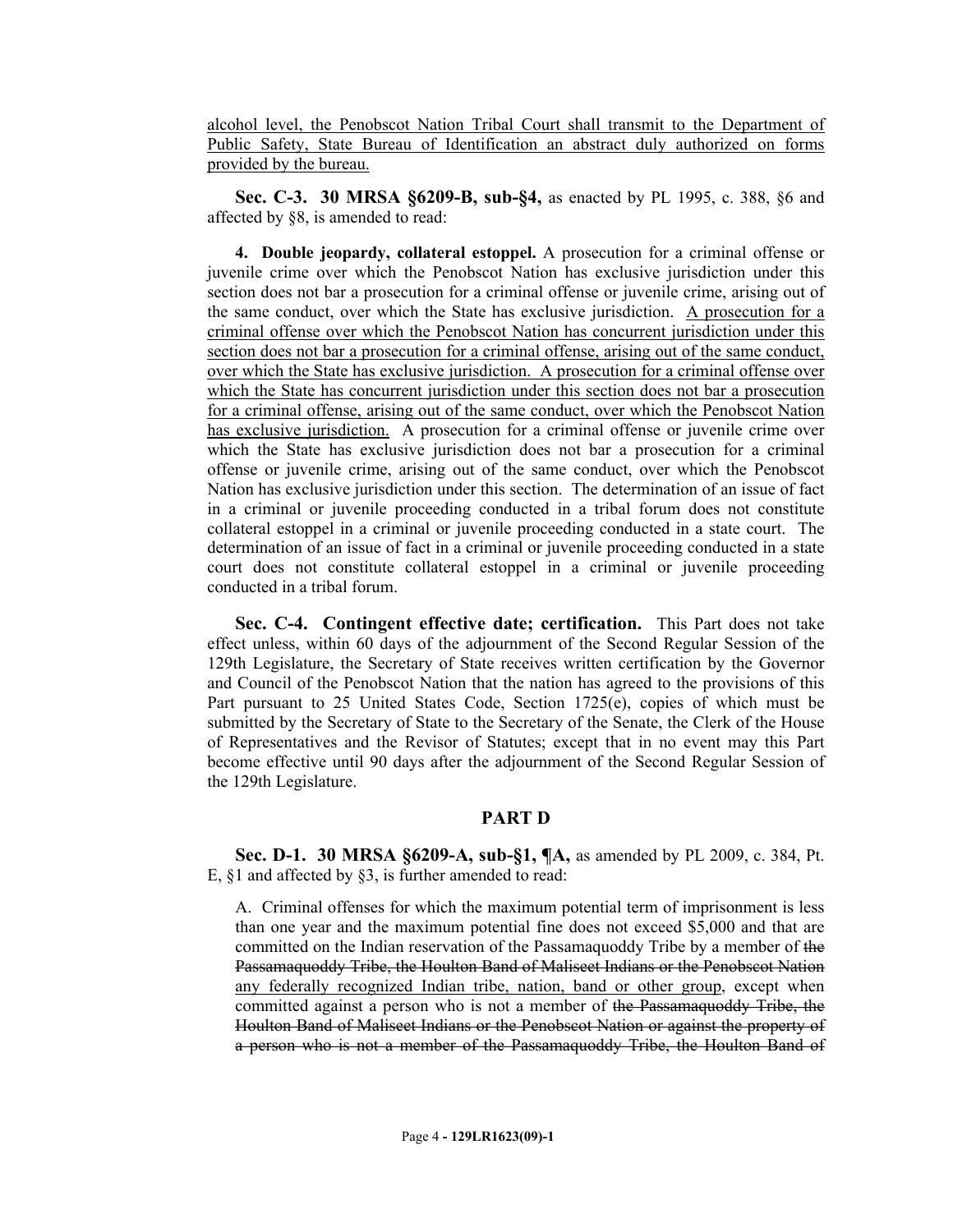alcohol level, the Penobscot Nation Tribal Court shall transmit to the Department of Public Safety, State Bureau of Identification an abstract duly authorized on forms provided by the bureau.

**Sec. C-3. 30 MRSA §6209-B, sub-§4,** as enacted by PL 1995, c. 388, §6 and affected by §8, is amended to read:

**4. Double jeopardy, collateral estoppel.** A prosecution for a criminal offense or juvenile crime over which the Penobscot Nation has exclusive jurisdiction under this section does not bar a prosecution for a criminal offense or juvenile crime, arising out of the same conduct, over which the State has exclusive jurisdiction. A prosecution for a criminal offense over which the Penobscot Nation has concurrent jurisdiction under this section does not bar a prosecution for a criminal offense, arising out of the same conduct, over which the State has exclusive jurisdiction. A prosecution for a criminal offense over which the State has concurrent jurisdiction under this section does not bar a prosecution for a criminal offense, arising out of the same conduct, over which the Penobscot Nation has exclusive jurisdiction. A prosecution for a criminal offense or juvenile crime over which the State has exclusive jurisdiction does not bar a prosecution for a criminal offense or juvenile crime, arising out of the same conduct, over which the Penobscot Nation has exclusive jurisdiction under this section. The determination of an issue of fact in a criminal or juvenile proceeding conducted in a tribal forum does not constitute collateral estoppel in a criminal or juvenile proceeding conducted in a state court. The determination of an issue of fact in a criminal or juvenile proceeding conducted in a state court does not constitute collateral estoppel in a criminal or juvenile proceeding conducted in a tribal forum.

**Sec. C-4. Contingent effective date; certification.** This Part does not take effect unless, within 60 days of the adjournment of the Second Regular Session of the 129th Legislature, the Secretary of State receives written certification by the Governor and Council of the Penobscot Nation that the nation has agreed to the provisions of this Part pursuant to 25 United States Code, Section 1725(e), copies of which must be submitted by the Secretary of State to the Secretary of the Senate, the Clerk of the House of Representatives and the Revisor of Statutes; except that in no event may this Part become effective until 90 days after the adjournment of the Second Regular Session of the 129th Legislature.

## PART D

**Sec. D-1. 30 MRSA §6209-A, sub-§1, ¶A,** as amended by PL 2009, c. 384, Pt. E, §1 and affected by §3, is further amended to read:

A. Criminal offenses for which the maximum potential term of imprisonment is less than one year and the maximum potential fine does not exceed $5,000 and that are committed on the Indian reservation of the Passamaquoddy Tribe by a member of ~~the Passamaquoddy Tribe, the Houlton Band of Maliseet Indians or the Penobscot Nation~~ any federally recognized Indian tribe, nation, band or other group, except when committed against a person who is not a member of ~~the Passamaquoddy Tribe, the Houlton Band of Maliseet Indians or the Penobscot Nation or against the property of a person who is not a member of the Passamaquoddy Tribe, the Houlton Band of~~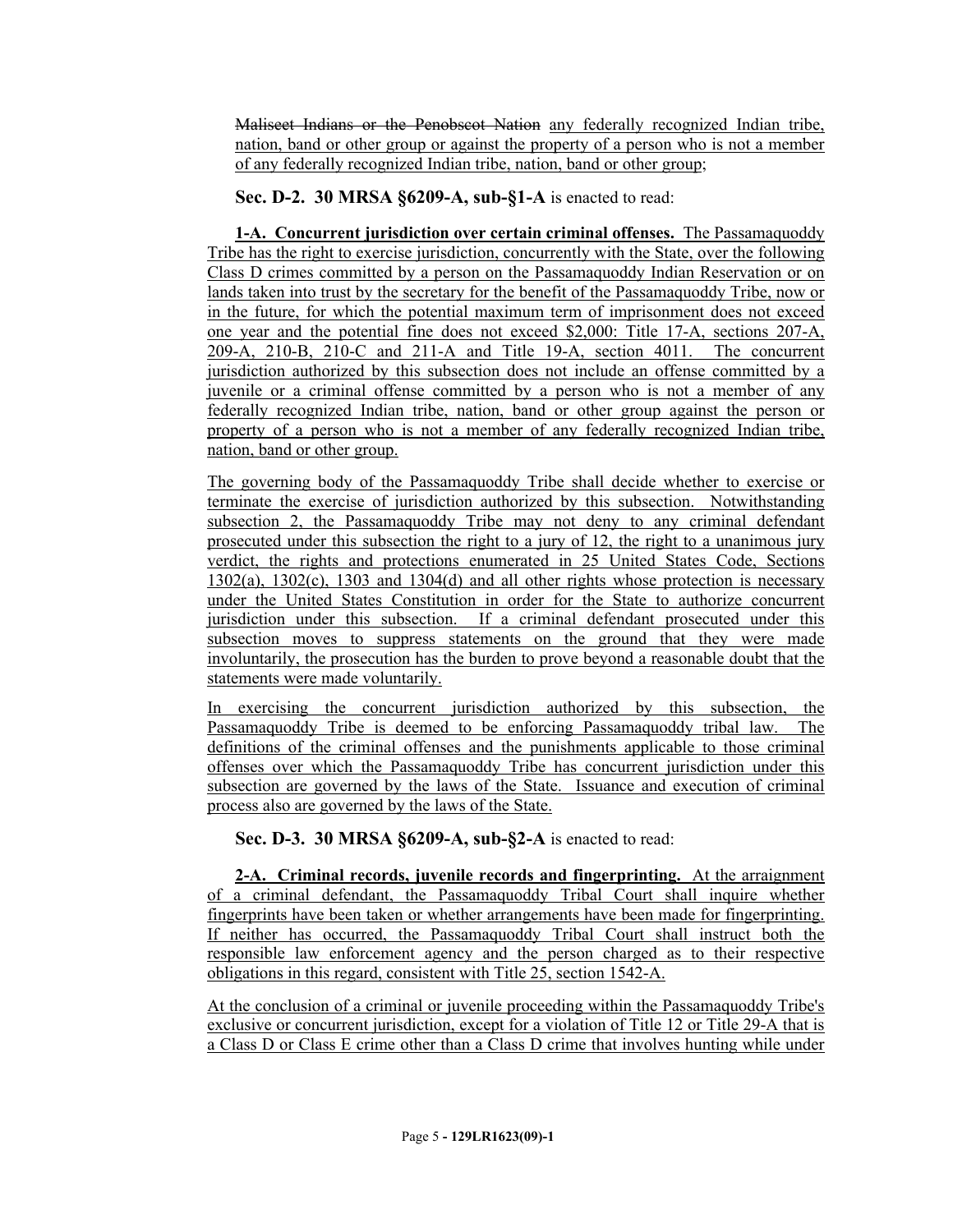~~Maliseet Indians or the Penobscot Nation~~ <u>any federally recognized Indian tribe, nation, band or other group or against the property of a person who is not a member of any federally recognized Indian tribe, nation, band or other group</u>;

**Sec. D-2. 30 MRSA §6209-A, sub-§1-A** is enacted to read:

<u>**1-A. Concurrent jurisdiction over certain criminal offenses.** The Passamaquoddy Tribe has the right to exercise jurisdiction, concurrently with the State, over the following Class D crimes committed by a person on the Passamaquoddy Indian Reservation or on lands taken into trust by the secretary for the benefit of the Passamaquoddy Tribe, now or in the future, for which the potential maximum term of imprisonment does not exceed one year and the potential fine does not exceed $2,000: Title 17-A, sections 207-A, 209-A, 210-B, 210-C and 211-A and Title 19-A, section 4011. The concurrent jurisdiction authorized by this subsection does not include an offense committed by a juvenile or a criminal offense committed by a person who is not a member of any federally recognized Indian tribe, nation, band or other group against the person or property of a person who is not a member of any federally recognized Indian tribe, nation, band or other group.</u>

<u>The governing body of the Passamaquoddy Tribe shall decide whether to exercise or terminate the exercise of jurisdiction authorized by this subsection. Notwithstanding subsection 2, the Passamaquoddy Tribe may not deny to any criminal defendant prosecuted under this subsection the right to a jury of 12, the right to a unanimous jury verdict, the rights and protections enumerated in 25 United States Code, Sections 1302(a), 1302(c), 1303 and 1304(d) and all other rights whose protection is necessary under the United States Constitution in order for the State to authorize concurrent jurisdiction under this subsection. If a criminal defendant prosecuted under this subsection moves to suppress statements on the ground that they were made involuntarily, the prosecution has the burden to prove beyond a reasonable doubt that the statements were made voluntarily.</u>

<u>In exercising the concurrent jurisdiction authorized by this subsection, the Passamaquoddy Tribe is deemed to be enforcing Passamaquoddy tribal law. The definitions of the criminal offenses and the punishments applicable to those criminal offenses over which the Passamaquoddy Tribe has concurrent jurisdiction under this subsection are governed by the laws of the State. Issuance and execution of criminal process also are governed by the laws of the State.</u>

**Sec. D-3. 30 MRSA §6209-A, sub-§2-A** is enacted to read:

<u>**2-A. Criminal records, juvenile records and fingerprinting.** At the arraignment of a criminal defendant, the Passamaquoddy Tribal Court shall inquire whether fingerprints have been taken or whether arrangements have been made for fingerprinting. If neither has occurred, the Passamaquoddy Tribal Court shall instruct both the responsible law enforcement agency and the person charged as to their respective obligations in this regard, consistent with Title 25, section 1542-A.</u>

<u>At the conclusion of a criminal or juvenile proceeding within the Passamaquoddy Tribe's exclusive or concurrent jurisdiction, except for a violation of Title 12 or Title 29-A that is a Class D or Class E crime other than a Class D crime that involves hunting while under</u>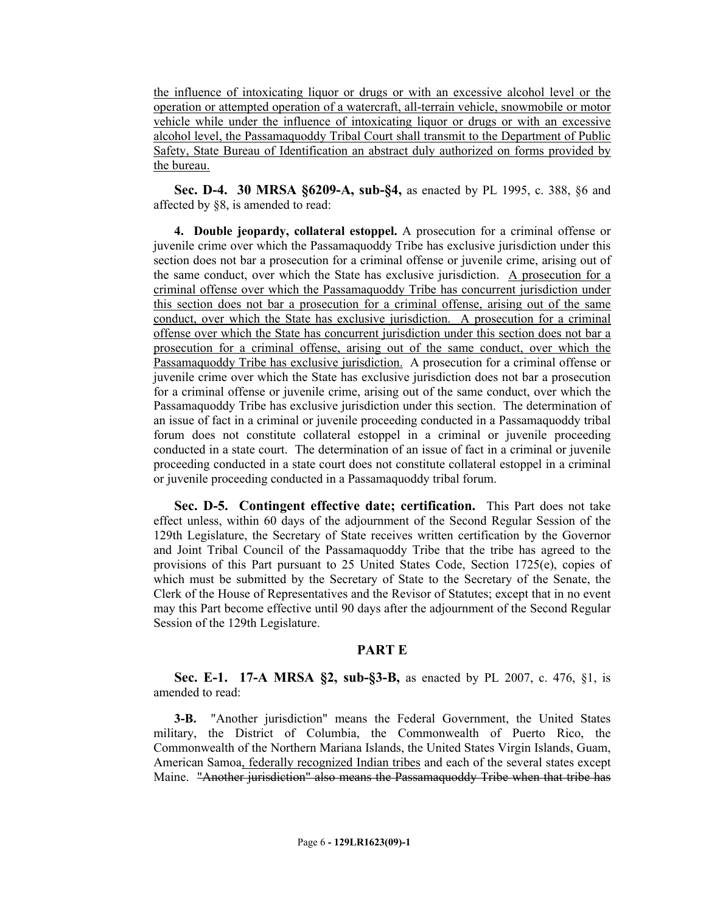the influence of intoxicating liquor or drugs or with an excessive alcohol level or the operation or attempted operation of a watercraft, all-terrain vehicle, snowmobile or motor vehicle while under the influence of intoxicating liquor or drugs or with an excessive alcohol level, the Passamaquoddy Tribal Court shall transmit to the Department of Public Safety, State Bureau of Identification an abstract duly authorized on forms provided by the bureau.

**Sec. D-4. 30 MRSA §6209-A, sub-§4,** as enacted by PL 1995, c. 388, §6 and affected by §8, is amended to read:

**4. Double jeopardy, collateral estoppel.** A prosecution for a criminal offense or juvenile crime over which the Passamaquoddy Tribe has exclusive jurisdiction under this section does not bar a prosecution for a criminal offense or juvenile crime, arising out of the same conduct, over which the State has exclusive jurisdiction. A prosecution for a criminal offense over which the Passamaquoddy Tribe has concurrent jurisdiction under this section does not bar a prosecution for a criminal offense, arising out of the same conduct, over which the State has exclusive jurisdiction. A prosecution for a criminal offense over which the State has concurrent jurisdiction under this section does not bar a prosecution for a criminal offense, arising out of the same conduct, over which the Passamaquoddy Tribe has exclusive jurisdiction. A prosecution for a criminal offense or juvenile crime over which the State has exclusive jurisdiction does not bar a prosecution for a criminal offense or juvenile crime, arising out of the same conduct, over which the Passamaquoddy Tribe has exclusive jurisdiction under this section. The determination of an issue of fact in a criminal or juvenile proceeding conducted in a Passamaquoddy tribal forum does not constitute collateral estoppel in a criminal or juvenile proceeding conducted in a state court. The determination of an issue of fact in a criminal or juvenile proceeding conducted in a state court does not constitute collateral estoppel in a criminal or juvenile proceeding conducted in a Passamaquoddy tribal forum.

**Sec. D-5. Contingent effective date; certification.** This Part does not take effect unless, within 60 days of the adjournment of the Second Regular Session of the 129th Legislature, the Secretary of State receives written certification by the Governor and Joint Tribal Council of the Passamaquoddy Tribe that the tribe has agreed to the provisions of this Part pursuant to 25 United States Code, Section 1725(e), copies of which must be submitted by the Secretary of State to the Secretary of the Senate, the Clerk of the House of Representatives and the Revisor of Statutes; except that in no event may this Part become effective until 90 days after the adjournment of the Second Regular Session of the 129th Legislature.

## PART E

**Sec. E-1. 17-A MRSA §2, sub-§3-B,** as enacted by PL 2007, c. 476, §1, is amended to read:

**3-B.** "Another jurisdiction" means the Federal Government, the United States military, the District of Columbia, the Commonwealth of Puerto Rico, the Commonwealth of the Northern Mariana Islands, the United States Virgin Islands, Guam, American Samoa, federally recognized Indian tribes and each of the several states except Maine. ~~"Another jurisdiction" also means the Passamaquoddy Tribe when that tribe has~~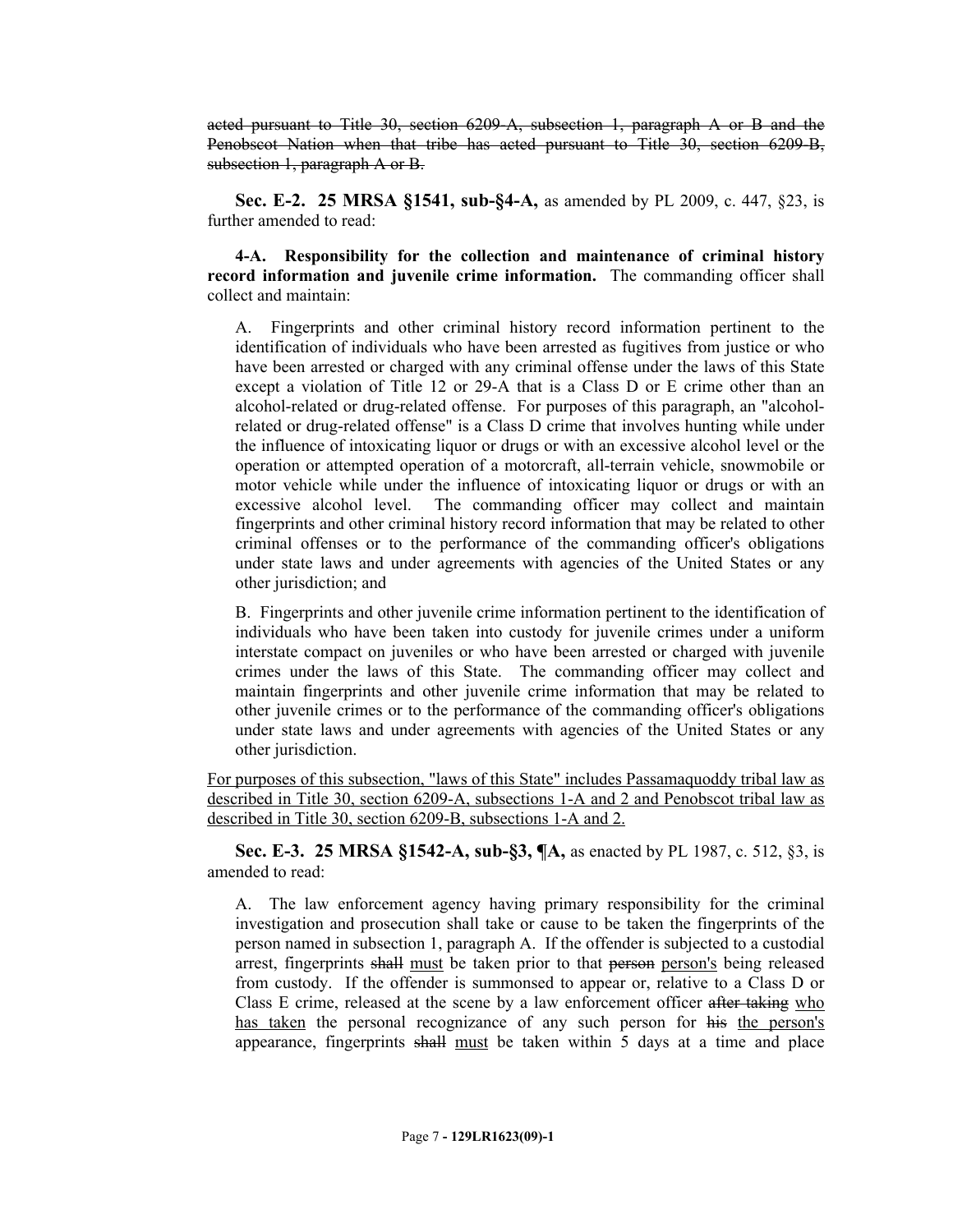~~acted pursuant to Title 30, section 6209-A, subsection 1, paragraph A or B and the Penobscot Nation when that tribe has acted pursuant to Title 30, section 6209-B, subsection 1, paragraph A or B.~~

**Sec. E-2. 25 MRSA §1541, sub-§4-A,** as amended by PL 2009, c. 447, §23, is further amended to read:

**4-A. Responsibility for the collection and maintenance of criminal history record information and juvenile crime information.** The commanding officer shall collect and maintain:

A. Fingerprints and other criminal history record information pertinent to the identification of individuals who have been arrested as fugitives from justice or who have been arrested or charged with any criminal offense under the laws of this State except a violation of Title 12 or 29-A that is a Class D or E crime other than an alcohol-related or drug-related offense. For purposes of this paragraph, an "alcohol-related or drug-related offense" is a Class D crime that involves hunting while under the influence of intoxicating liquor or drugs or with an excessive alcohol level or the operation or attempted operation of a motorcraft, all-terrain vehicle, snowmobile or motor vehicle while under the influence of intoxicating liquor or drugs or with an excessive alcohol level. The commanding officer may collect and maintain fingerprints and other criminal history record information that may be related to other criminal offenses or to the performance of the commanding officer's obligations under state laws and under agreements with agencies of the United States or any other jurisdiction; and

B. Fingerprints and other juvenile crime information pertinent to the identification of individuals who have been taken into custody for juvenile crimes under a uniform interstate compact on juveniles or who have been arrested or charged with juvenile crimes under the laws of this State. The commanding officer may collect and maintain fingerprints and other juvenile crime information that may be related to other juvenile crimes or to the performance of the commanding officer's obligations under state laws and under agreements with agencies of the United States or any other jurisdiction.

<u>For purposes of this subsection, "laws of this State" includes Passamaquoddy tribal law as described in Title 30, section 6209-A, subsections 1-A and 2 and Penobscot tribal law as described in Title 30, section 6209-B, subsections 1-A and 2.</u>

**Sec. E-3. 25 MRSA §1542-A, sub-§3, ¶A,** as enacted by PL 1987, c. 512, §3, is amended to read:

A. The law enforcement agency having primary responsibility for the criminal investigation and prosecution shall take or cause to be taken the fingerprints of the person named in subsection 1, paragraph A. If the offender is subjected to a custodial arrest, fingerprints ~~shall~~ <u>must</u> be taken prior to that ~~person~~ <u>person's</u> being released from custody. If the offender is summonsed to appear or, relative to a Class D or Class E crime, released at the scene by a law enforcement officer ~~after taking~~ <u>who has taken</u> the personal recognizance of any such person for ~~his~~ <u>the person's</u> appearance, fingerprints ~~shall~~ <u>must</u> be taken within 5 days at a time and place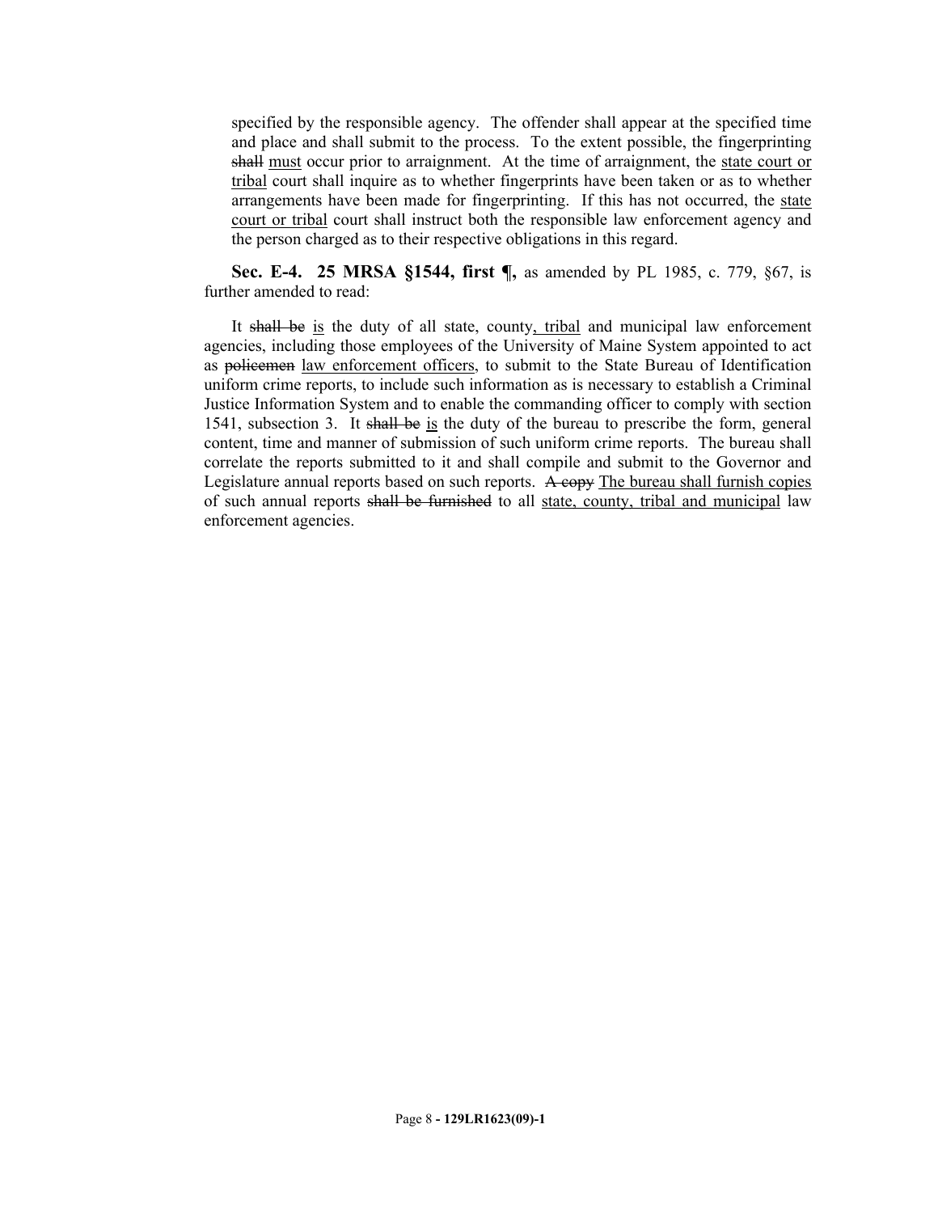specified by the responsible agency. The offender shall appear at the specified time and place and shall submit to the process. To the extent possible, the fingerprinting ~~shall~~ must occur prior to arraignment. At the time of arraignment, the state court or tribal court shall inquire as to whether fingerprints have been taken or as to whether arrangements have been made for fingerprinting. If this has not occurred, the state court or tribal court shall instruct both the responsible law enforcement agency and the person charged as to their respective obligations in this regard.

**Sec. E-4. 25 MRSA §1544, first ¶,** as amended by PL 1985, c. 779, §67, is further amended to read:

It ~~shall be~~ is the duty of all state, county, tribal and municipal law enforcement agencies, including those employees of the University of Maine System appointed to act as ~~policemen~~ law enforcement officers, to submit to the State Bureau of Identification uniform crime reports, to include such information as is necessary to establish a Criminal Justice Information System and to enable the commanding officer to comply with section 1541, subsection 3. It ~~shall be~~ is the duty of the bureau to prescribe the form, general content, time and manner of submission of such uniform crime reports. The bureau shall correlate the reports submitted to it and shall compile and submit to the Governor and Legislature annual reports based on such reports. ~~A copy~~ The bureau shall furnish copies of such annual reports ~~shall be furnished~~ to all state, county, tribal and municipal law enforcement agencies.